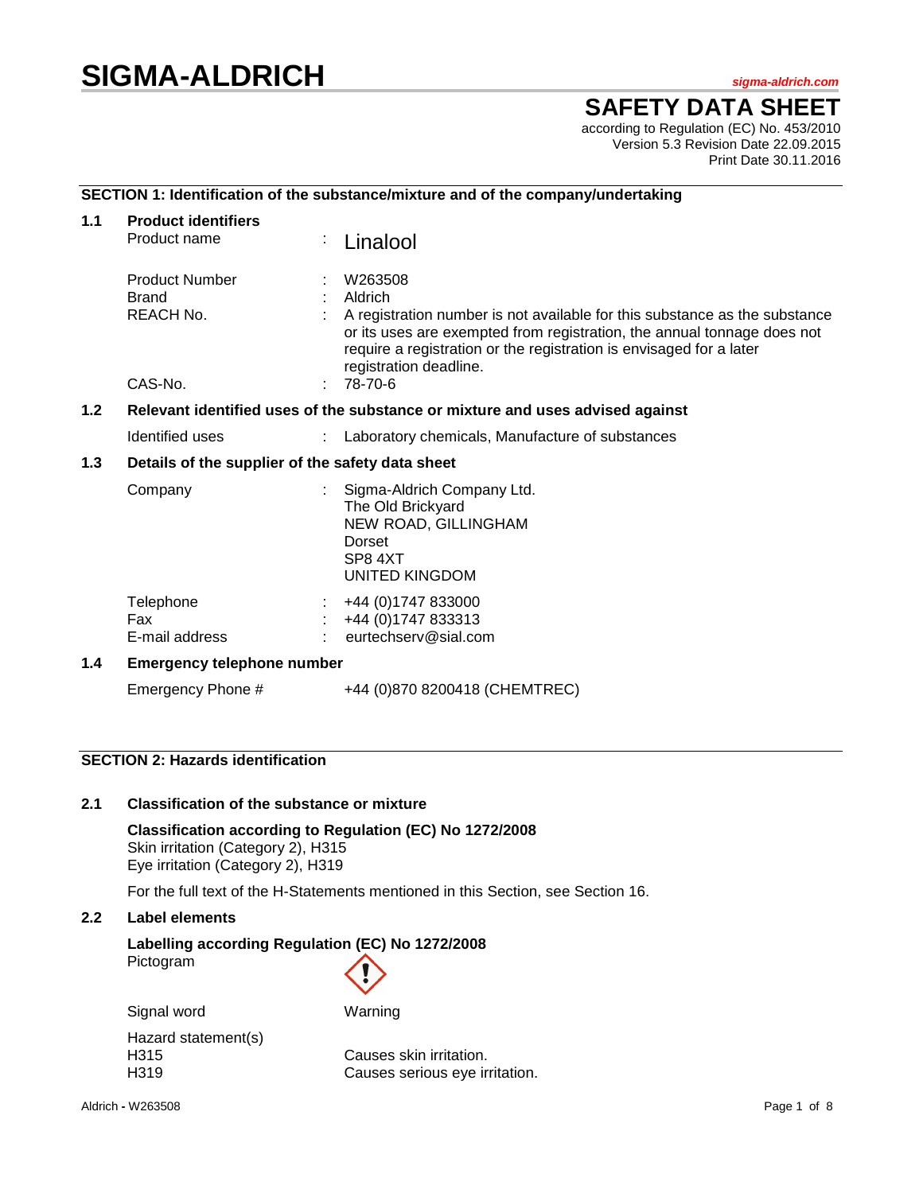# SIGMA-ALDRICH

sigma-aldrich.com

## SAFETY DATA SHEET

according to Regulation (EC) No. 453/2010
Version 5.3 Revision Date 22.09.2015
Print Date 30.11.2016

### SECTION 1: Identification of the substance/mixture and of the company/undertaking

**1.1 Product identifiers**

| | | |
|---|---|---|
| Product name | : | Linalool |
| Product Number | : | W263508 |
| Brand | : | Aldrich |
| REACH No. | : | A registration number is not available for this substance as the substance or its uses are exempted from registration, the annual tonnage does not require a registration or the registration is envisaged for a later registration deadline. |
| CAS-No. | : | 78-70-6 |

**1.2 Relevant identified uses of the substance or mixture and uses advised against**

| | | |
|---|---|---|
| Identified uses | : | Laboratory chemicals, Manufacture of substances |

**1.3 Details of the supplier of the safety data sheet**

| | | |
|---|---|---|
| Company | : | Sigma-Aldrich Company Ltd.<br>The Old Brickyard<br>NEW ROAD, GILLINGHAM<br>Dorset<br>SP8 4XT<br>UNITED KINGDOM |
| Telephone | : | +44 (0)1747 833000 |
| Fax | : | +44 (0)1747 833313 |
| E-mail address | : | eurtechserv@sial.com |

**1.4 Emergency telephone number**

Emergency Phone # +44 (0)870 8200418 (CHEMTREC)

### SECTION 2: Hazards identification

**2.1 Classification of the substance or mixture**

**Classification according to Regulation (EC) No 1272/2008**
Skin irritation (Category 2), H315
Eye irritation (Category 2), H319

For the full text of the H-Statements mentioned in this Section, see Section 16.

**2.2 Label elements**

**Labelling according Regulation (EC) No 1272/2008**

Pictogram

Signal word: Warning

Hazard statement(s)

| | |
|---|---|
| H315 | Causes skin irritation. |
| H319 | Causes serious eye irritation. |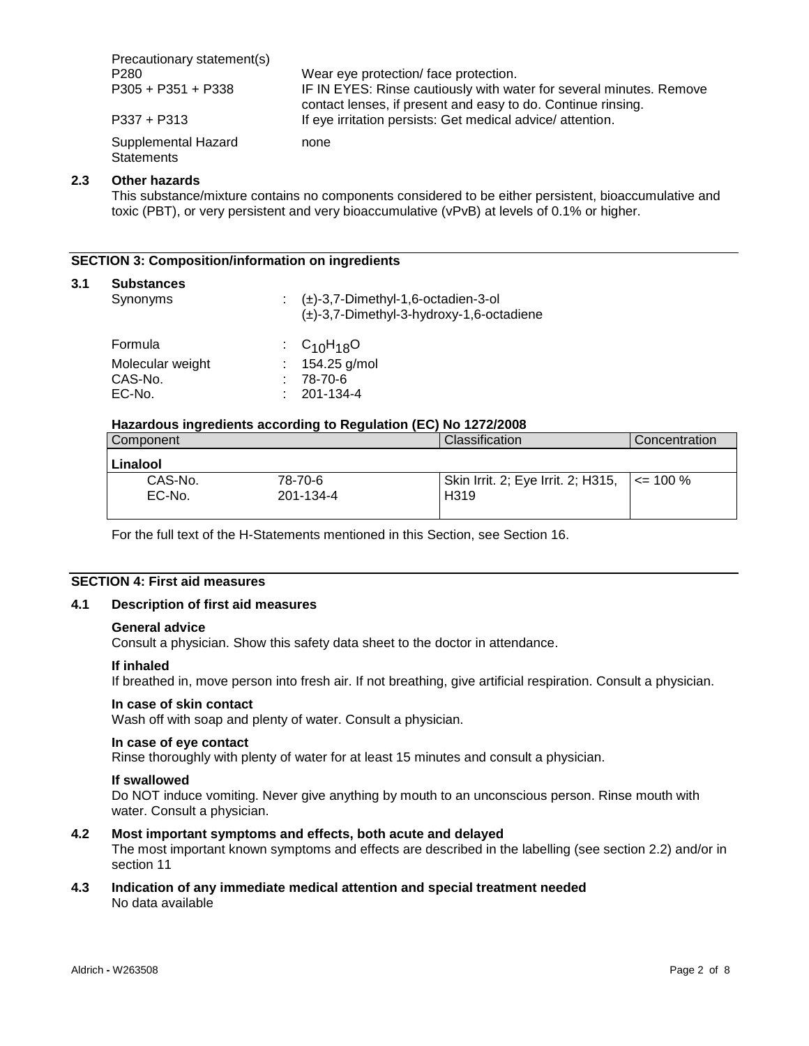| Precautionary statement(s) | |
|---|---|
| P280 | Wear eye protection/ face protection. |
| P305 + P351 + P338 | IF IN EYES: Rinse cautiously with water for several minutes. Remove contact lenses, if present and easy to do. Continue rinsing. |
| P337 + P313 | If eye irritation persists: Get medical advice/ attention. |
| Supplemental Hazard Statements | none |

### 2.3 Other hazards

This substance/mixture contains no components considered to be either persistent, bioaccumulative and toxic (PBT), or very persistent and very bioaccumulative (vPvB) at levels of 0.1% or higher.

## SECTION 3: Composition/information on ingredients

### 3.1 Substances

| | |
|---|---|
| Synonyms | : (±)-3,7-Dimethyl-1,6-octadien-3-ol<br>(±)-3,7-Dimethyl-3-hydroxy-1,6-octadiene |
| Formula | : $C_{10}H_{18}O$ |
| Molecular weight | : 154.25 g/mol |
| CAS-No. | : 78-70-6 |
| EC-No. | : 201-134-4 |

**Hazardous ingredients according to Regulation (EC) No 1272/2008**

| Component | | Classification | Concentration |
|---|---|---|---|
| **Linalool** | | | |
| CAS-No.<br>EC-No. | 78-70-6<br>201-134-4 | Skin Irrit. 2; Eye Irrit. 2; H315, H319 | <= 100 % |

For the full text of the H-Statements mentioned in this Section, see Section 16.

## SECTION 4: First aid measures

### 4.1 Description of first aid measures

**General advice**

Consult a physician. Show this safety data sheet to the doctor in attendance.

**If inhaled**

If breathed in, move person into fresh air. If not breathing, give artificial respiration. Consult a physician.

**In case of skin contact**

Wash off with soap and plenty of water. Consult a physician.

**In case of eye contact**

Rinse thoroughly with plenty of water for at least 15 minutes and consult a physician.

**If swallowed**

Do NOT induce vomiting. Never give anything by mouth to an unconscious person. Rinse mouth with water. Consult a physician.

### 4.2 Most important symptoms and effects, both acute and delayed

The most important known symptoms and effects are described in the labelling (see section 2.2) and/or in section 11

### 4.3 Indication of any immediate medical attention and special treatment needed

No data available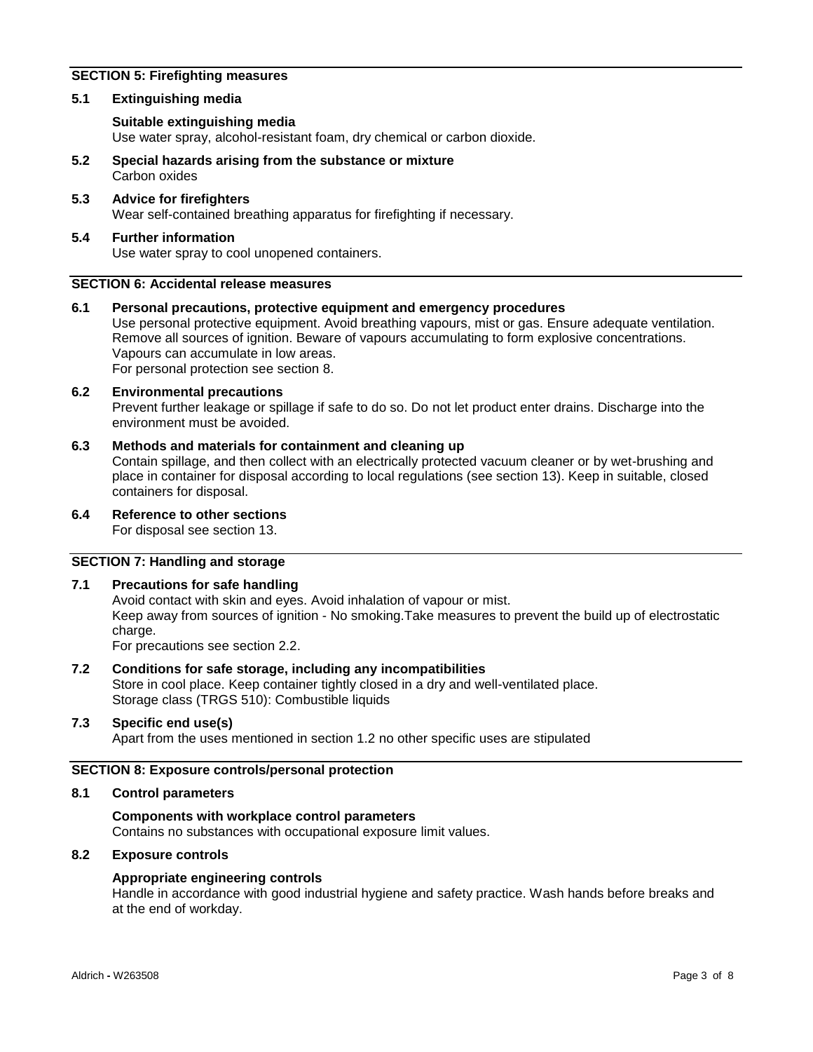## SECTION 5: Firefighting measures

### 5.1 Extinguishing media

**Suitable extinguishing media**
Use water spray, alcohol-resistant foam, dry chemical or carbon dioxide.

### 5.2 Special hazards arising from the substance or mixture

Carbon oxides

### 5.3 Advice for firefighters

Wear self-contained breathing apparatus for firefighting if necessary.

### 5.4 Further information

Use water spray to cool unopened containers.

## SECTION 6: Accidental release measures

### 6.1 Personal precautions, protective equipment and emergency procedures

Use personal protective equipment. Avoid breathing vapours, mist or gas. Ensure adequate ventilation. Remove all sources of ignition. Beware of vapours accumulating to form explosive concentrations. Vapours can accumulate in low areas.
For personal protection see section 8.

### 6.2 Environmental precautions

Prevent further leakage or spillage if safe to do so. Do not let product enter drains. Discharge into the environment must be avoided.

### 6.3 Methods and materials for containment and cleaning up

Contain spillage, and then collect with an electrically protected vacuum cleaner or by wet-brushing and place in container for disposal according to local regulations (see section 13). Keep in suitable, closed containers for disposal.

### 6.4 Reference to other sections

For disposal see section 13.

## SECTION 7: Handling and storage

### 7.1 Precautions for safe handling

Avoid contact with skin and eyes. Avoid inhalation of vapour or mist.
Keep away from sources of ignition - No smoking.Take measures to prevent the build up of electrostatic charge.
For precautions see section 2.2.

### 7.2 Conditions for safe storage, including any incompatibilities

Store in cool place. Keep container tightly closed in a dry and well-ventilated place.
Storage class (TRGS 510): Combustible liquids

### 7.3 Specific end use(s)

Apart from the uses mentioned in section 1.2 no other specific uses are stipulated

## SECTION 8: Exposure controls/personal protection

### 8.1 Control parameters

**Components with workplace control parameters**
Contains no substances with occupational exposure limit values.

### 8.2 Exposure controls

**Appropriate engineering controls**
Handle in accordance with good industrial hygiene and safety practice. Wash hands before breaks and at the end of workday.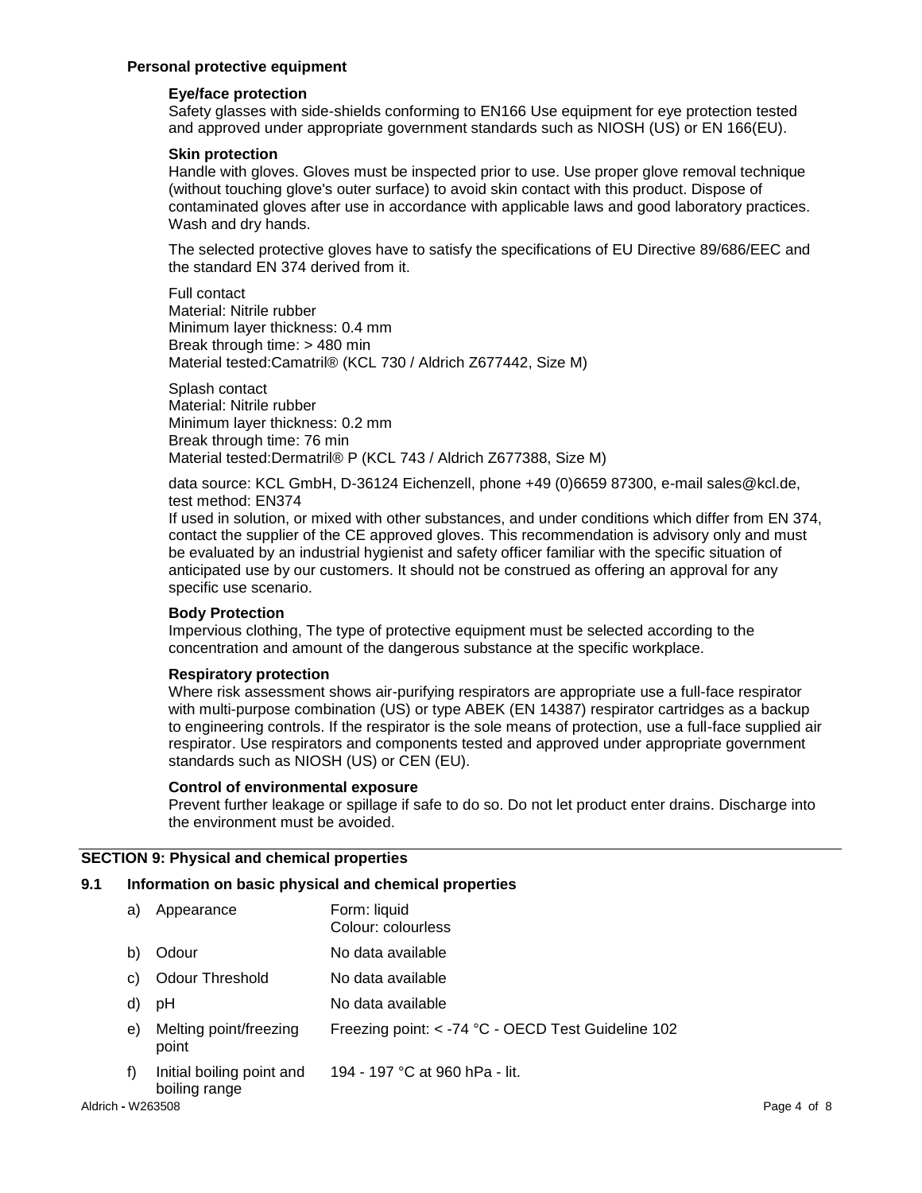**Personal protective equipment**

**Eye/face protection**

Safety glasses with side-shields conforming to EN166 Use equipment for eye protection tested and approved under appropriate government standards such as NIOSH (US) or EN 166(EU).

**Skin protection**

Handle with gloves. Gloves must be inspected prior to use. Use proper glove removal technique (without touching glove's outer surface) to avoid skin contact with this product. Dispose of contaminated gloves after use in accordance with applicable laws and good laboratory practices. Wash and dry hands.

The selected protective gloves have to satisfy the specifications of EU Directive 89/686/EEC and the standard EN 374 derived from it.

Full contact
Material: Nitrile rubber
Minimum layer thickness: 0.4 mm
Break through time: > 480 min
Material tested:Camatril® (KCL 730 / Aldrich Z677442, Size M)

Splash contact
Material: Nitrile rubber
Minimum layer thickness: 0.2 mm
Break through time: 76 min
Material tested:Dermatril® P (KCL 743 / Aldrich Z677388, Size M)

data source: KCL GmbH, D-36124 Eichenzell, phone +49 (0)6659 87300, e-mail sales@kcl.de, test method: EN374

If used in solution, or mixed with other substances, and under conditions which differ from EN 374, contact the supplier of the CE approved gloves. This recommendation is advisory only and must be evaluated by an industrial hygienist and safety officer familiar with the specific situation of anticipated use by our customers. It should not be construed as offering an approval for any specific use scenario.

**Body Protection**

Impervious clothing, The type of protective equipment must be selected according to the concentration and amount of the dangerous substance at the specific workplace.

**Respiratory protection**

Where risk assessment shows air-purifying respirators are appropriate use a full-face respirator with multi-purpose combination (US) or type ABEK (EN 14387) respirator cartridges as a backup to engineering controls. If the respirator is the sole means of protection, use a full-face supplied air respirator. Use respirators and components tested and approved under appropriate government standards such as NIOSH (US) or CEN (EU).

**Control of environmental exposure**

Prevent further leakage or spillage if safe to do so. Do not let product enter drains. Discharge into the environment must be avoided.

## SECTION 9: Physical and chemical properties

### 9.1 Information on basic physical and chemical properties

| | | |
|---|---|---|
| a) | Appearance | Form: liquid<br>Colour: colourless |
| b) | Odour | No data available |
| c) | Odour Threshold | No data available |
| d) | pH | No data available |
| e) | Melting point/freezing point | Freezing point: < -74 °C - OECD Test Guideline 102 |
| f) | Initial boiling point and boiling range | 194 - 197 °C at 960 hPa - lit. |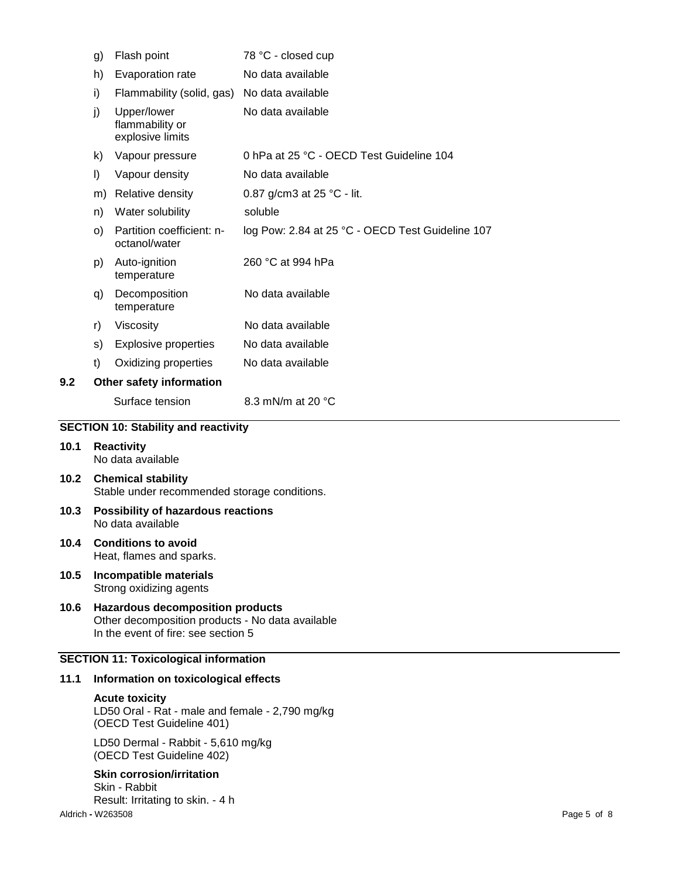| | | |
|---|---|---|
| g) | Flash point | 78 °C - closed cup |
| h) | Evaporation rate | No data available |
| i) | Flammability (solid, gas) | No data available |
| j) | Upper/lower flammability or explosive limits | No data available |
| k) | Vapour pressure | 0 hPa at 25 °C - OECD Test Guideline 104 |
| l) | Vapour density | No data available |
| m) | Relative density | 0.87 g/cm3 at 25 °C - lit. |
| n) | Water solubility | soluble |
| o) | Partition coefficient: n-octanol/water | log Pow: 2.84 at 25 °C - OECD Test Guideline 107 |
| p) | Auto-ignition temperature | 260 °C at 994 hPa |
| q) | Decomposition temperature | No data available |
| r) | Viscosity | No data available |
| s) | Explosive properties | No data available |
| t) | Oxidizing properties | No data available |

**9.2 Other safety information**

Surface tension 8.3 mN/m at 20 °C

## SECTION 10: Stability and reactivity

**10.1 Reactivity**
No data available

**10.2 Chemical stability**
Stable under recommended storage conditions.

**10.3 Possibility of hazardous reactions**
No data available

**10.4 Conditions to avoid**
Heat, flames and sparks.

**10.5 Incompatible materials**
Strong oxidizing agents

**10.6 Hazardous decomposition products**
Other decomposition products - No data available
In the event of fire: see section 5

## SECTION 11: Toxicological information

**11.1 Information on toxicological effects**

**Acute toxicity**
LD50 Oral - Rat - male and female - 2,790 mg/kg
(OECD Test Guideline 401)

LD50 Dermal - Rabbit - 5,610 mg/kg
(OECD Test Guideline 402)

**Skin corrosion/irritation**
Skin - Rabbit
Result: Irritating to skin. - 4 h

Aldrich - W263508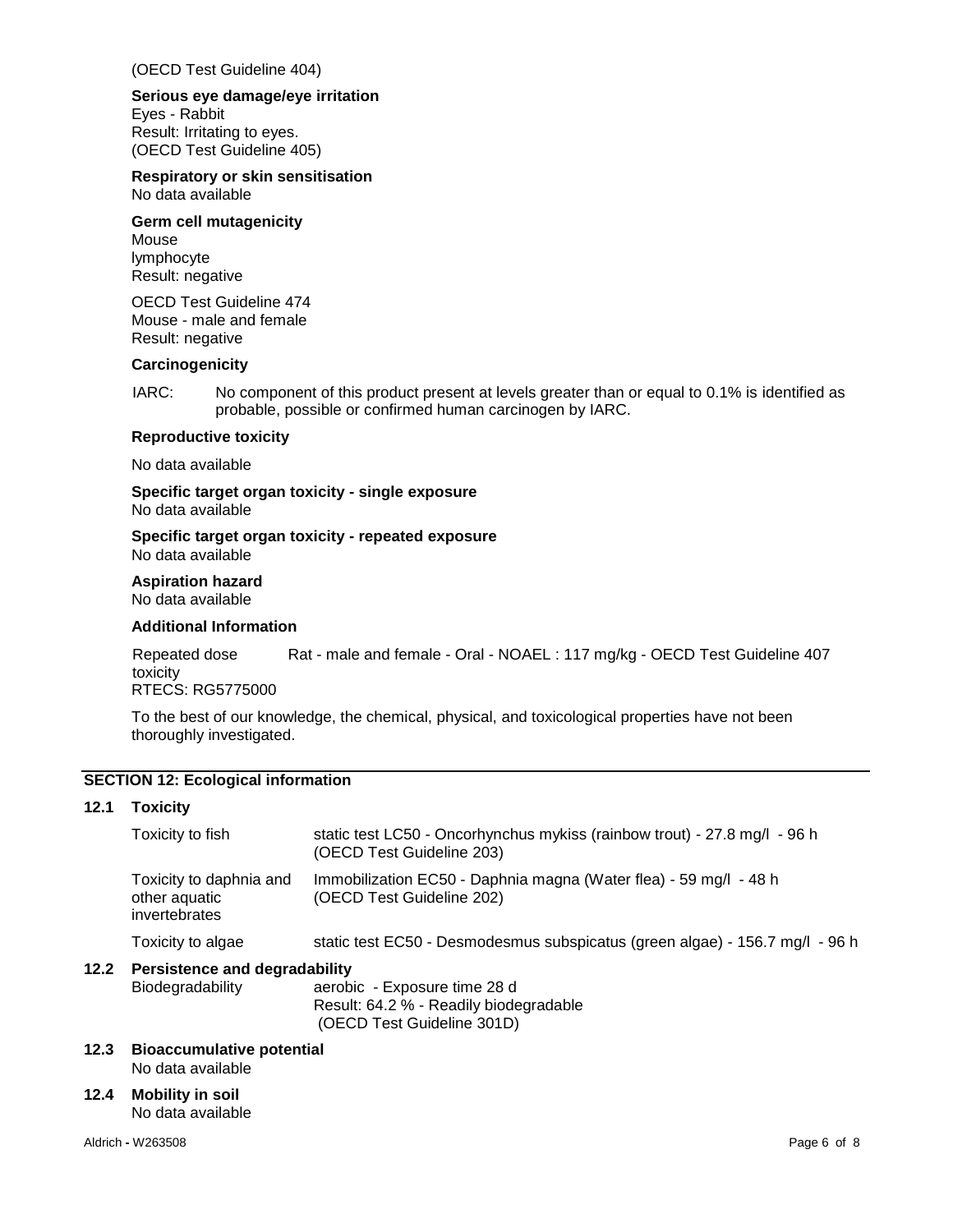(OECD Test Guideline 404)

**Serious eye damage/eye irritation**
Eyes - Rabbit
Result: Irritating to eyes.
(OECD Test Guideline 405)

**Respiratory or skin sensitisation**
No data available

**Germ cell mutagenicity**
Mouse
lymphocyte
Result: negative

OECD Test Guideline 474
Mouse - male and female
Result: negative

**Carcinogenicity**

IARC: No component of this product present at levels greater than or equal to 0.1% is identified as probable, possible or confirmed human carcinogen by IARC.

**Reproductive toxicity**

No data available

**Specific target organ toxicity - single exposure**
No data available

**Specific target organ toxicity - repeated exposure**
No data available

**Aspiration hazard**
No data available

**Additional Information**

Repeated dose toxicity Rat - male and female - Oral - NOAEL : 117 mg/kg - OECD Test Guideline 407
RTECS: RG5775000

To the best of our knowledge, the chemical, physical, and toxicological properties have not been thoroughly investigated.

## SECTION 12: Ecological information

### 12.1 Toxicity

| | |
|---|---|
| Toxicity to fish | static test LC50 - Oncorhynchus mykiss (rainbow trout) - 27.8 mg/l - 96 h (OECD Test Guideline 203) |
| Toxicity to daphnia and other aquatic invertebrates | Immobilization EC50 - Daphnia magna (Water flea) - 59 mg/l - 48 h (OECD Test Guideline 202) |
| Toxicity to algae | static test EC50 - Desmodesmus subspicatus (green algae) - 156.7 mg/l - 96 h |

### 12.2 Persistence and degradability

Biodegradability aerobic - Exposure time 28 d
Result: 64.2 % - Readily biodegradable
(OECD Test Guideline 301D)

### 12.3 Bioaccumulative potential

No data available

### 12.4 Mobility in soil

No data available

Aldrich - W263508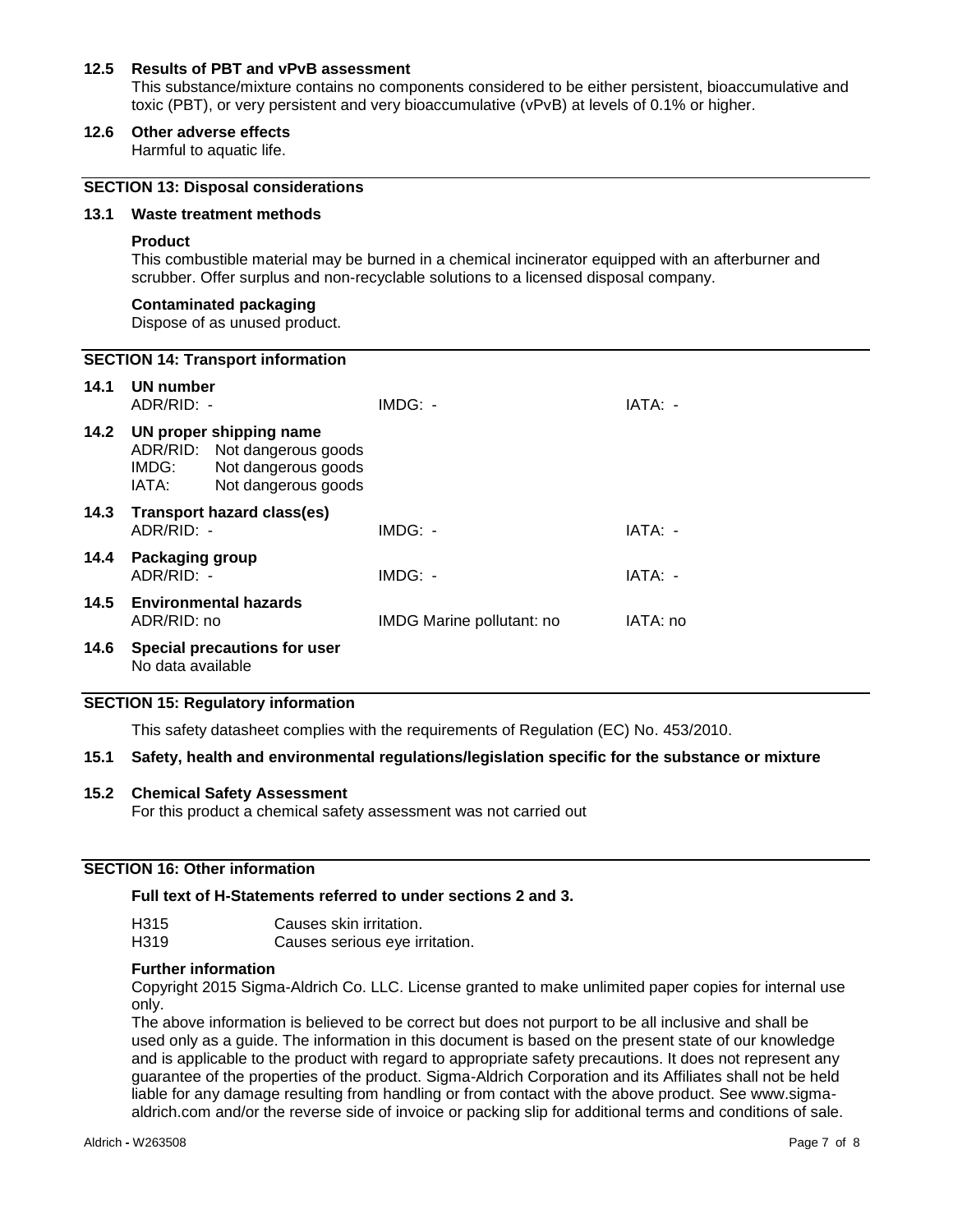### 12.5 Results of PBT and vPvB assessment

This substance/mixture contains no components considered to be either persistent, bioaccumulative and toxic (PBT), or very persistent and very bioaccumulative (vPvB) at levels of 0.1% or higher.

### 12.6 Other adverse effects

Harmful to aquatic life.

## SECTION 13: Disposal considerations

### 13.1 Waste treatment methods

**Product**

This combustible material may be burned in a chemical incinerator equipped with an afterburner and scrubber. Offer surplus and non-recyclable solutions to a licensed disposal company.

**Contaminated packaging**

Dispose of as unused product.

## SECTION 14: Transport information

### 14.1 UN number

| | | |
|---|---|---|
| ADR/RID: - | IMDG: - | IATA: - |

### 14.2 UN proper shipping name

| | |
|---|---|
| ADR/RID: | Not dangerous goods |
| IMDG: | Not dangerous goods |
| IATA: | Not dangerous goods |

### 14.3 Transport hazard class(es)

| | | |
|---|---|---|
| ADR/RID: - | IMDG: - | IATA: - |

### 14.4 Packaging group

| | | |
|---|---|---|
| ADR/RID: - | IMDG: - | IATA: - |

### 14.5 Environmental hazards

| | | |
|---|---|---|
| ADR/RID: no | IMDG Marine pollutant: no | IATA: no |

### 14.6 Special precautions for user

No data available

## SECTION 15: Regulatory information

This safety datasheet complies with the requirements of Regulation (EC) No. 453/2010.

### 15.1 Safety, health and environmental regulations/legislation specific for the substance or mixture

### 15.2 Chemical Safety Assessment

For this product a chemical safety assessment was not carried out

## SECTION 16: Other information

**Full text of H-Statements referred to under sections 2 and 3.**

| | |
|---|---|
| H315 | Causes skin irritation. |
| H319 | Causes serious eye irritation. |

**Further information**

Copyright 2015 Sigma-Aldrich Co. LLC. License granted to make unlimited paper copies for internal use only.

The above information is believed to be correct but does not purport to be all inclusive and shall be used only as a guide. The information in this document is based on the present state of our knowledge and is applicable to the product with regard to appropriate safety precautions. It does not represent any guarantee of the properties of the product. Sigma-Aldrich Corporation and its Affiliates shall not be held liable for any damage resulting from handling or from contact with the above product. See www.sigma-aldrich.com and/or the reverse side of invoice or packing slip for additional terms and conditions of sale.